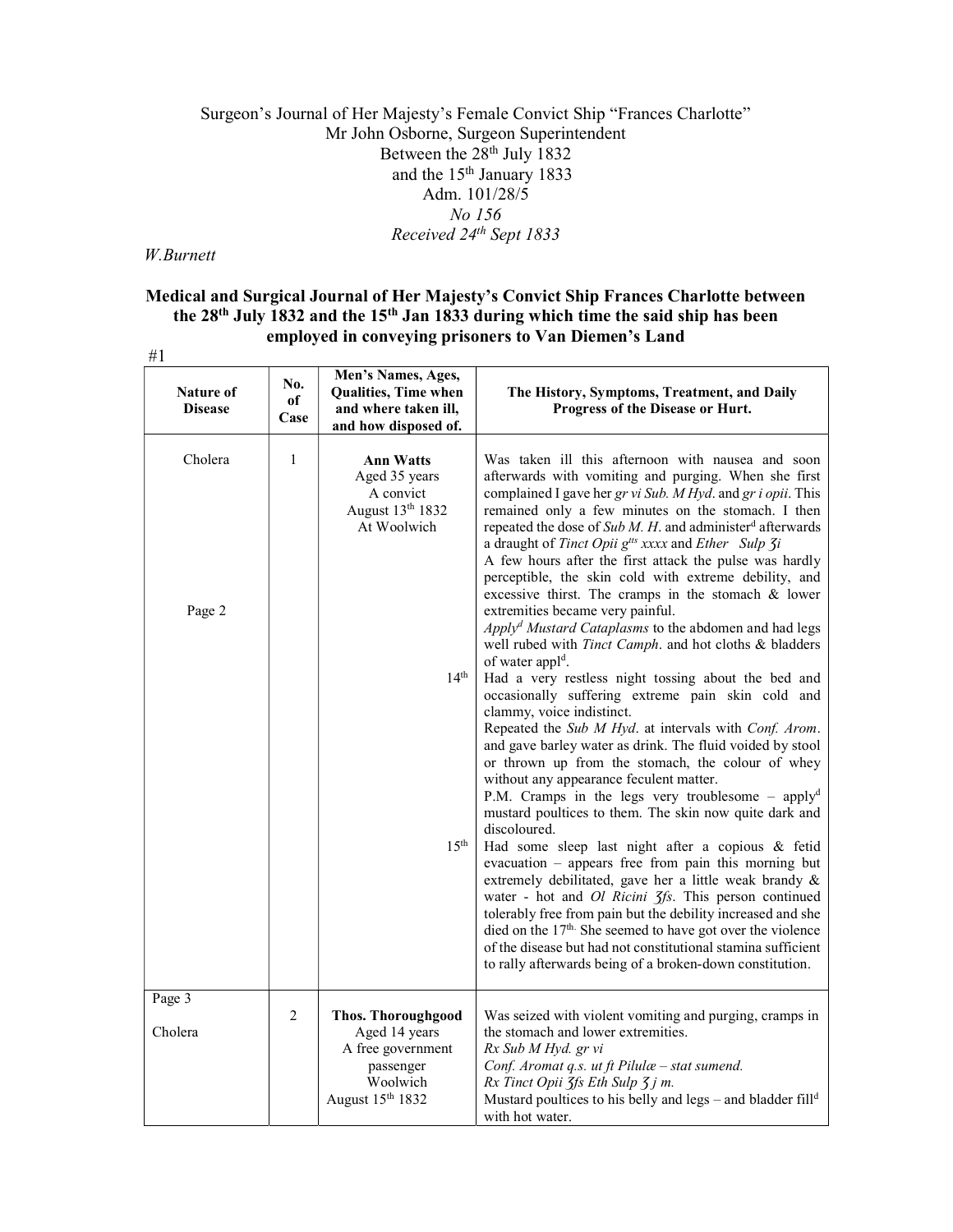Surgeon's Journal of Her Majesty's Female Convict Ship "Frances Charlotte"
Mr John Osborne, Surgeon Superintendent
Between the 28th July 1832
and the 15th January 1833
Adm. 101/28/5
*No 156*
*Received 24th Sept 1833*

*W.Burnett*

**Medical and Surgical Journal of Her Majesty's Convict Ship Frances Charlotte between the 28th July 1832 and the 15th Jan 1833 during which time the said ship has been employed in conveying prisoners to Van Diemen's Land**

#1

| Nature of Disease | No. of Case | Men's Names, Ages, Qualities, Time when and where taken ill, and how disposed of. | The History, Symptoms, Treatment, and Daily Progress of the Disease or Hurt. |
|---|---|---|---|
| Cholera | 1 | **Ann Watts** Aged 35 years A convict August 13th 1832 At Woolwich | Was taken ill this afternoon with nausea and soon afterwards with vomiting and purging. When she first complained I gave her *gr vi Sub. M Hyd*. and *gr i opii*. This remained only a few minutes on the stomach. I then repeated the dose of *Sub M. H*. and administer[d] afterwards a draught of *Tinct Opii gtts xxxx* and *Ether Sulp ʒi* |
| Page 2 | | | A few hours after the first attack the pulse was hardly perceptible, the skin cold with extreme debility, and excessive thirst. The cramps in the stomach & lower extremities became very painful. *Apply[d] Mustard Cataplasms* to the abdomen and had legs well rubed with *Tinct Camph*. and hot cloths & bladders of water appl[d]. |
| | | 14th | Had a very restless night tossing about the bed and occasionally suffering extreme pain skin cold and clammy, voice indistinct. Repeated the *Sub M Hyd*. at intervals with *Conf. Arom*. and gave barley water as drink. The fluid voided by stool or thrown up from the stomach, the colour of whey without any appearance feculent matter. P.M. Cramps in the legs very troublesome – apply[d] mustard poultices to them. The skin now quite dark and discoloured. |
| | | 15th | Had some sleep last night after a copious & fetid evacuation – appears free from pain this morning but extremely debilitated, gave her a little weak brandy & water - hot and *Ol Ricini ℥fs*. This person continued tolerably free from pain but the debility increased and she died on the 17th. She seemed to have got over the violence of the disease but had not constitutional stamina sufficient to rally afterwards being of a broken-down constitution. |
| Page 3 Cholera | 2 | **Thos. Thoroughgood** Aged 14 years A free government passenger Woolwich August 15th 1832 | Was seized with violent vomiting and purging, cramps in the stomach and lower extremities. *Rx Sub M Hyd. gr vi* *Conf. Aromat q.s. ut ft Pilulæ – stat sumend.* *Rx Tinct Opii ʒfs Eth Sulp ʒ j m.* Mustard poultices to his belly and legs – and bladder fill[d] with hot water. |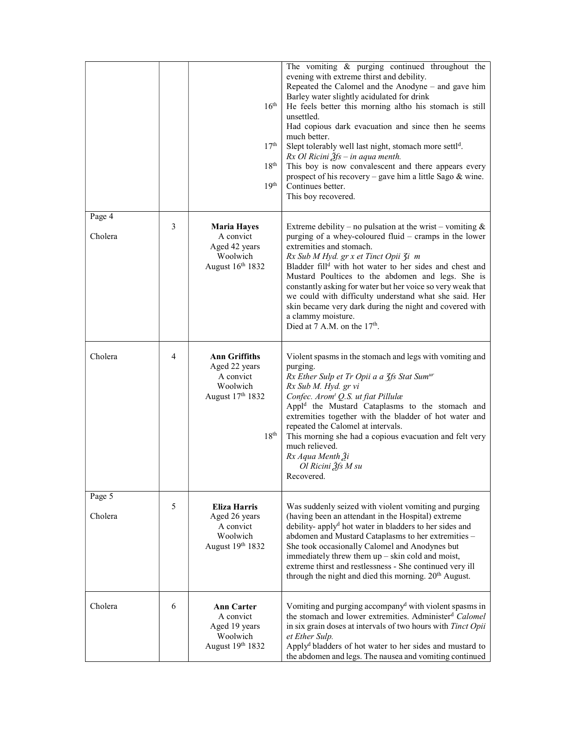| | | | |
|---|---|---|---|
| | | 16th<br><br>17th<br>18th<br>19th | The vomiting & purging continued throughout the evening with extreme thirst and debility.<br>Repeated the Calomel and the Anodyne – and gave him Barley water slightly acidulated for drink<br>He feels better this morning altho his stomach is still unsettled.<br>Had copious dark evacuation and since then he seems much better.<br>Slept tolerably well last night, stomach more settl[d].<br>*Rx Ol Ricini ℥fs – in aqua menth.*<br>This boy is now convalescent and there appears every prospect of his recovery – gave him a little Sago & wine.<br>Continues better.<br>This boy recovered. |
| Page 4<br><br>Cholera | 3 | **Maria Hayes**<br>A convict<br>Aged 42 years<br>Woolwich<br>August 16th 1832 | Extreme debility – no pulsation at the wrist – vomiting & purging of a whey-coloured fluid – cramps in the lower extremities and stomach.<br>*Rx Sub M Hyd. gr x et Tinct Opii ʒi m*<br>Bladder fill[d] with hot water to her sides and chest and Mustard Poultices to the abdomen and legs. She is constantly asking for water but her voice so very weak that we could with difficulty understand what she said. Her skin became very dark during the night and covered with a clammy moisture.<br>Died at 7 A.M. on the 17th. |
| Cholera | 4 | **Ann Griffiths**<br>Aged 22 years<br>A convict<br>Woolwich<br>August 17th 1832<br><br><br><br><br><br>18th | Violent spasms in the stomach and legs with vomiting and purging.<br>*Rx Ether Sulp et Tr Opii a a ʒfs Stat Sum[ur]*<br>*Rx Sub M. Hyd. gr vi*<br>*Confec. Arom[t] Q.S. ut fiat Pillulæ*<br>Appl[d] the Mustard Cataplasms to the stomach and extremities together with the bladder of hot water and repeated the Calomel at intervals.<br>This morning she had a copious evacuation and felt very much relieved.<br>*Rx Aqua Menth ℥i*<br>*Ol Ricini ℥fs M su*<br>Recovered. |
| Page 5<br><br>Cholera | 5 | **Eliza Harris**<br>Aged 26 years<br>A convict<br>Woolwich<br>August 19th 1832 | Was suddenly seized with violent vomiting and purging (having been an attendant in the Hospital) extreme debility- apply[d] hot water in bladders to her sides and abdomen and Mustard Cataplasms to her extremities – She took occasionally Calomel and Anodynes but immediately threw them up – skin cold and moist, extreme thirst and restlessness - She continued very ill through the night and died this morning. 20th August. |
| Cholera | 6 | **Ann Carter**<br>A convict<br>Aged 19 years<br>Woolwich<br>August 19th 1832 | Vomiting and purging accompany[d] with violent spasms in the stomach and lower extremities. Administer[d] *Calomel* in six grain doses at intervals of two hours with *Tinct Opii et Ether Sulp.*<br>Apply[d] bladders of hot water to her sides and mustard to the abdomen and legs. The nausea and vomiting continued |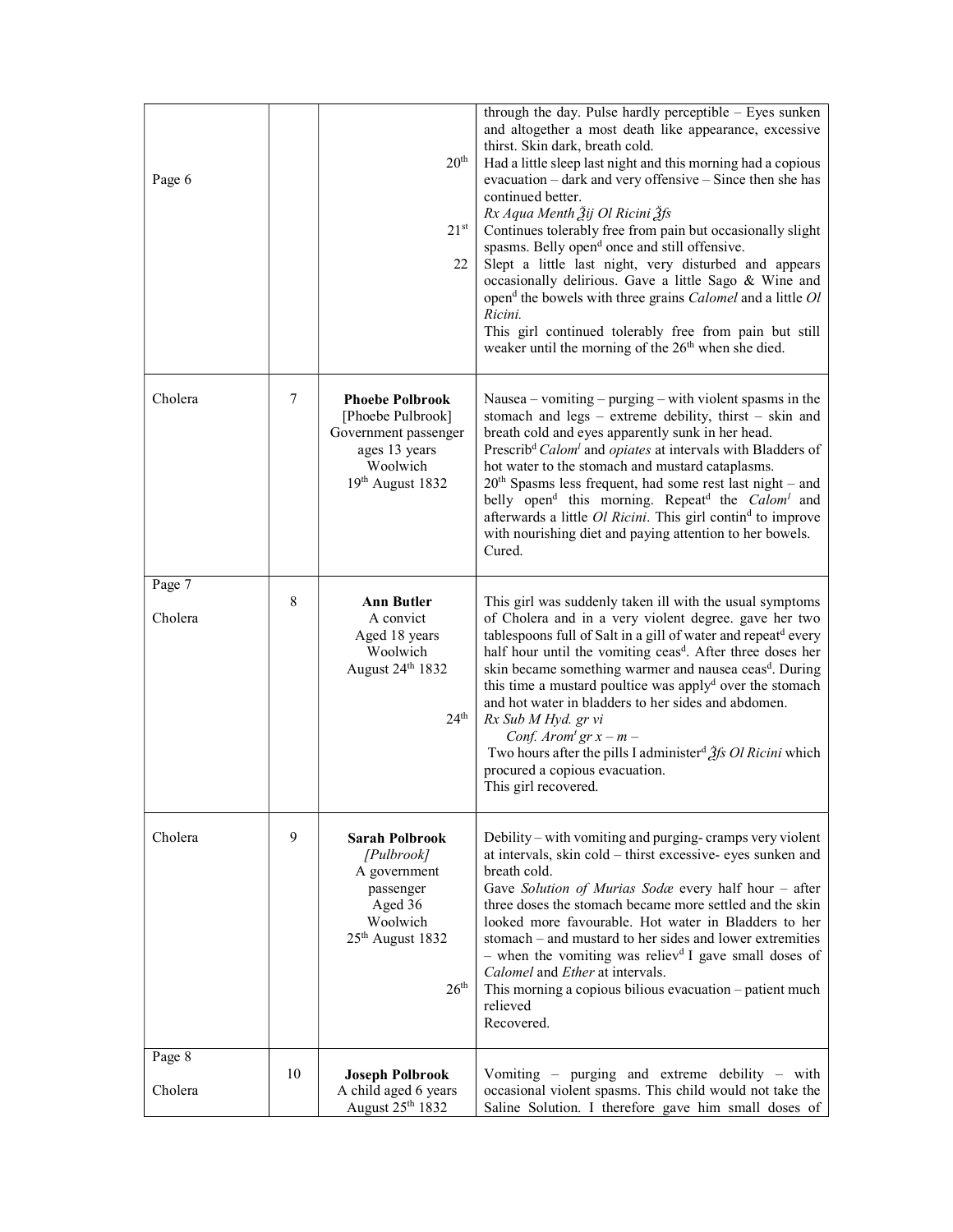| | | | |
|---|---|---|---|
| Page 6 | | 20th<br><br>21st<br>22 | through the day. Pulse hardly perceptible – Eyes sunken and altogether a most death like appearance, excessive thirst. Skin dark, breath cold.<br>Had a little sleep last night and this morning had a copious evacuation – dark and very offensive – Since then she has continued better.<br>*Rx Aqua Menth ℨij Ol Ricini ℨſs*<br>Continues tolerably free from pain but occasionally slight spasms. Belly open[d] once and still offensive.<br>Slept a little last night, very disturbed and appears occasionally delirious. Gave a little Sago & Wine and open[d] the bowels with three grains *Calomel* and a little *Ol Ricini.*<br>This girl continued tolerably free from pain but still weaker until the morning of the 26th when she died. |
| Cholera | 7 | **Phoebe Polbrook**<br>[Phoebe Pulbrook]<br>Government passenger<br>ages 13 years<br>Woolwich<br>19th August 1832 | Nausea – vomiting – purging – with violent spasms in the stomach and legs – extreme debility, thirst – skin and breath cold and eyes apparently sunk in her head.<br>Prescrib[d] *Calom[l]* and *opiates* at intervals with Bladders of hot water to the stomach and mustard cataplasms.<br>20th Spasms less frequent, had some rest last night – and belly open[d] this morning. Repeat[d] the *Calom[l]* and afterwards a little *Ol Ricini*. This girl contin[d] to improve with nourishing diet and paying attention to her bowels.<br>Cured. |
| Page 7<br><br>Cholera | 8 | **Ann Butler**<br>A convict<br>Aged 18 years<br>Woolwich<br>August 24th 1832<br><br>24th | This girl was suddenly taken ill with the usual symptoms of Cholera and in a very violent degree. gave her two tablespoons full of Salt in a gill of water and repeat[d] every half hour until the vomiting ceas[d]. After three doses her skin became something warmer and nausea ceas[d]. During this time a mustard poultice was apply[d] over the stomach and hot water in bladders to her sides and abdomen.<br>*Rx Sub M Hyd. gr vi*<br>*Conf. Arom[t] gr x – m –*<br>Two hours after the pills I administer[d] ℨſs *Ol Ricini* which procured a copious evacuation.<br>This girl recovered. |
| Cholera | 9 | **Sarah Polbrook**<br>*[Pulbrook]*<br>A government passenger<br>Aged 36<br>Woolwich<br>25th August 1832<br><br>26th | Debility – with vomiting and purging- cramps very violent at intervals, skin cold – thirst excessive- eyes sunken and breath cold.<br>Gave *Solution of Murias Sodæ* every half hour – after three doses the stomach became more settled and the skin looked more favourable. Hot water in Bladders to her stomach – and mustard to her sides and lower extremities – when the vomiting was reliev[d] I gave small doses of *Calomel* and *Ether* at intervals.<br>This morning a copious bilious evacuation – patient much relieved<br>Recovered. |
| Page 8<br><br>Cholera | 10 | **Joseph Polbrook**<br>A child aged 6 years<br>August 25th 1832 | Vomiting – purging and extreme debility – with occasional violent spasms. This child would not take the Saline Solution. I therefore gave him small doses of |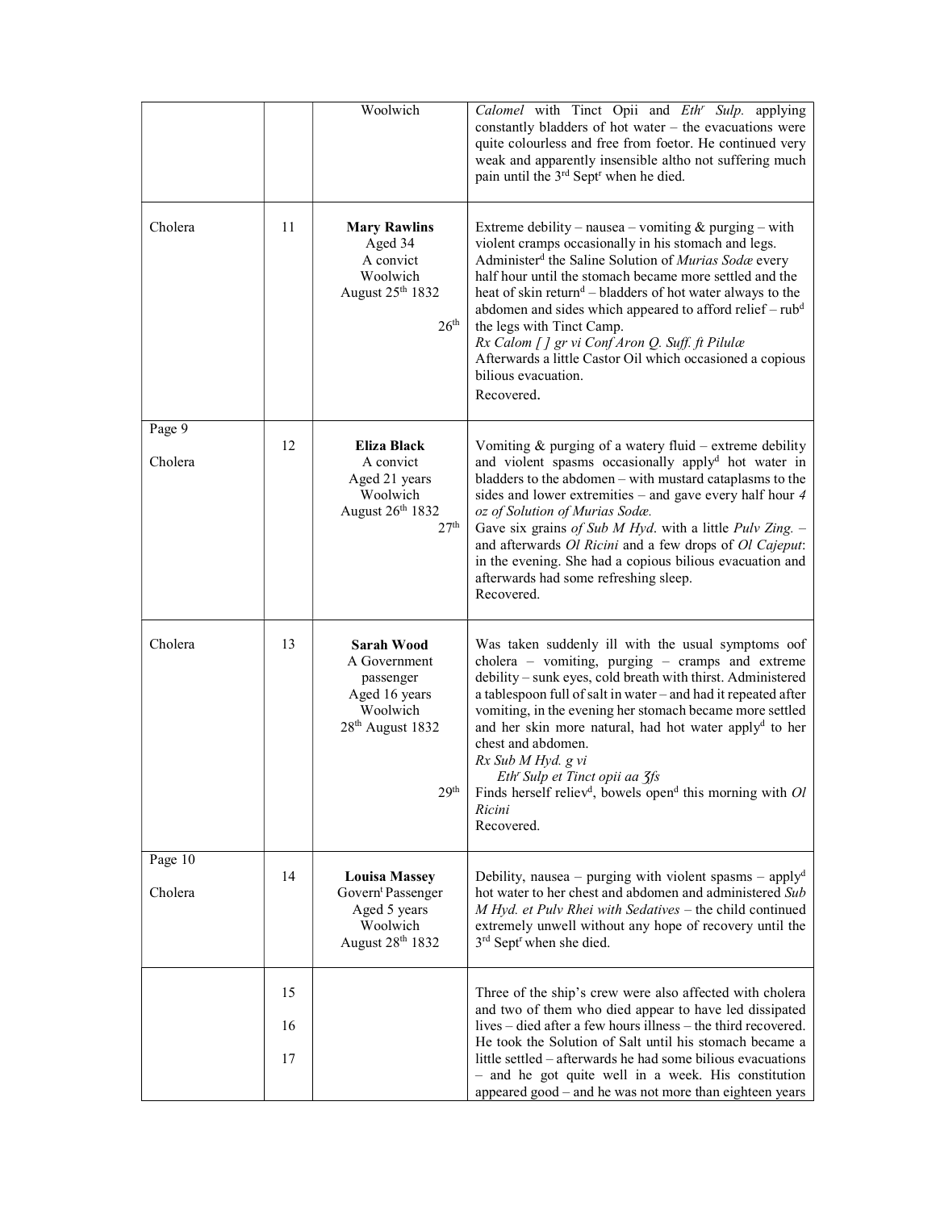| | | | |
|---|---|---|---|
| | | Woolwich | *Calomel* with Tinct Opii and *Eth*[r] *Sulp.* applying constantly bladders of hot water – the evacuations were quite colourless and free from foetor. He continued very weak and apparently insensible altho not suffering much pain until the 3[rd] Sept[r] when he died. |
| Cholera | 11 | **Mary Rawlins**<br>Aged 34<br>A convict<br>Woolwich<br>August 25[th] 1832<br><br><br>26[th] | Extreme debility – nausea – vomiting & purging – with violent cramps occasionally in his stomach and legs. Administer[d] the Saline Solution of *Murias Sodæ* every half hour until the stomach became more settled and the heat of skin return[d] – bladders of hot water always to the abdomen and sides which appeared to afford relief – rub[d] the legs with Tinct Camp.<br>*Rx Calom [ ] gr vi Conf Aron Q. Suff. ft Pilulæ*<br>Afterwards a little Castor Oil which occasioned a copious bilious evacuation.<br>Recovered. |
| Page 9<br><br>Cholera | 12 | **Eliza Black**<br>A convict<br>Aged 21 years<br>Woolwich<br>August 26[th] 1832<br>27[th] | Vomiting & purging of a watery fluid – extreme debility and violent spasms occasionally apply[d] hot water in bladders to the abdomen – with mustard cataplasms to the sides and lower extremities – and gave every half hour *4 oz of Solution of Murias Sodæ.*<br>Gave six grains *of Sub M Hyd.* with a little *Pulv Zing.* – and afterwards *Ol Ricini* and a few drops of *Ol Cajeput*: in the evening. She had a copious bilious evacuation and afterwards had some refreshing sleep.<br>Recovered. |
| Cholera | 13 | **Sarah Wood**<br>A Government passenger<br>Aged 16 years<br>Woolwich<br>28[th] August 1832<br><br><br><br>29[th] | Was taken suddenly ill with the usual symptoms oof cholera – vomiting, purging – cramps and extreme debility – sunk eyes, cold breath with thirst. Administered a tablespoon full of salt in water – and had it repeated after vomiting, in the evening her stomach became more settled and her skin more natural, had hot water apply[d] to her chest and abdomen.<br>*Rx Sub M Hyd. g vi*<br>*Eth*[r] *Sulp et Tinct opii aa ʒfs*<br>Finds herself reliev[d], bowels open[d] this morning with *Ol Ricini*<br>Recovered. |
| Page 10<br><br>Cholera | 14 | **Louisa Massey**<br>Govern[t] Passenger<br>Aged 5 years<br>Woolwich<br>August 28[th] 1832 | Debility, nausea – purging with violent spasms – apply[d] hot water to her chest and abdomen and administered *Sub M Hyd. et Pulv Rhei with Sedatives* – the child continued extremely unwell without any hope of recovery until the 3[rd] Sept[r] when she died. |
| | 15<br><br>16<br><br>17 | | Three of the ship's crew were also affected with cholera and two of them who died appear to have led dissipated lives – died after a few hours illness – the third recovered. He took the Solution of Salt until his stomach became a little settled – afterwards he had some bilious evacuations – and he got quite well in a week. His constitution appeared good – and he was not more than eighteen years |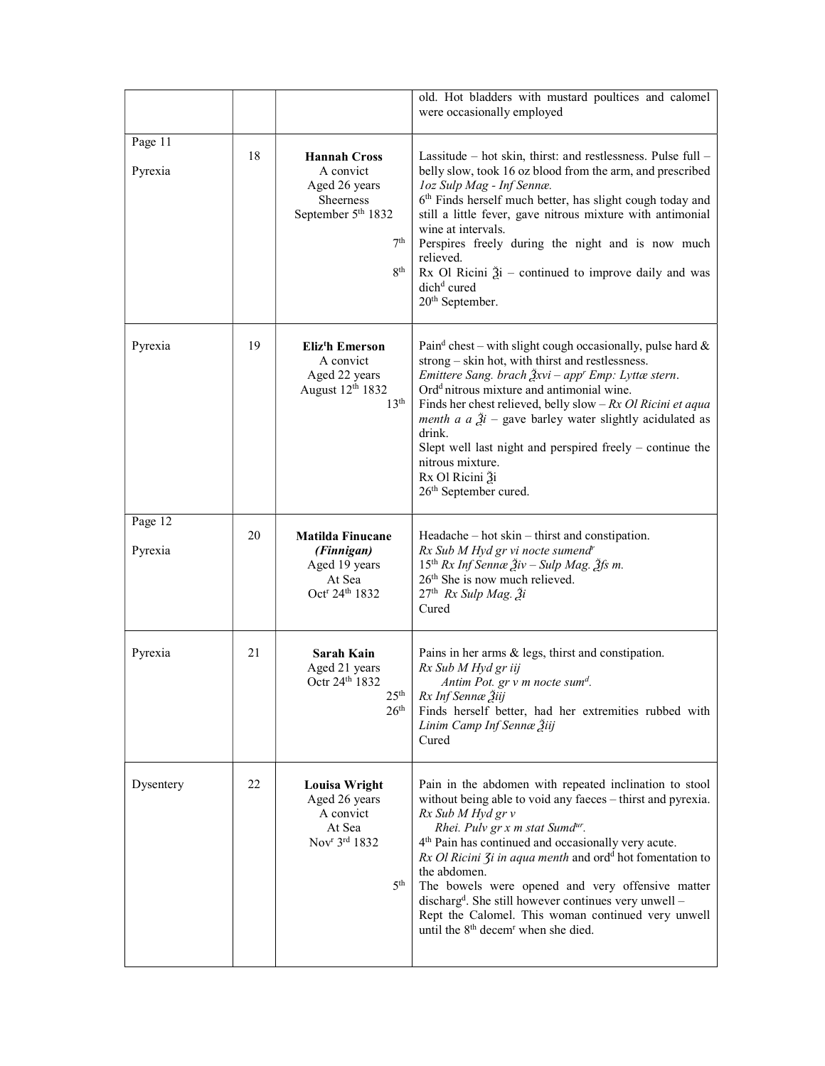| | | | |
|---|---|---|---|
| | | | old. Hot bladders with mustard poultices and calomel were occasionally employed |
| Page 11<br><br>Pyrexia | 18 | **Hannah Cross**<br>A convict<br>Aged 26 years<br>Sheerness<br>September 5th 1832<br><br>7th<br><br>8th | Lassitude – hot skin, thirst: and restlessness. Pulse full – belly slow, took 16 oz blood from the arm, and prescribed *1oz Sulp Mag - Inf Sennæ.*<br>6th Finds herself much better, has slight cough today and still a little fever, gave nitrous mixture with antimonial wine at intervals.<br>Perspires freely during the night and is now much relieved.<br>Rx Ol Ricini ℥i – continued to improve daily and was dichd cured<br>20th September. |
| Pyrexia | 19 | **Eliz'h Emerson**<br>A convict<br>Aged 22 years<br>August 12th 1832<br>13th | Paind chest – with slight cough occasionally, pulse hard & strong – skin hot, with thirst and restlessness.<br>*Emittere Sang. brach ℥xvi – appr Emp: Lyttæ stern*.<br>Ordd nitrous mixture and antimonial wine.<br>Finds her chest relieved, belly slow – *Rx Ol Ricini et aqua menth a a ℥i* – gave barley water slightly acidulated as drink.<br>Slept well last night and perspired freely – continue the nitrous mixture.<br>Rx Ol Ricini ℥i<br>26th September cured. |
| Page 12<br><br>Pyrexia | 20 | **Matilda Finucane**<br>***(Finnigan)***<br>Aged 19 years<br>At Sea<br>Octr 24th 1832 | Headache – hot skin – thirst and constipation.<br>*Rx Sub M Hyd gr vi nocte sumendr*<br>15th *Rx Inf Sennæ ℥iv – Sulp Mag. ℥fs m.*<br>26th She is now much relieved.<br>27th *Rx Sulp Mag. ℥i*<br>Cured |
| Pyrexia | 21 | **Sarah Kain**<br>Aged 21 years<br>Octr 24th 1832<br>25th<br>26th | Pains in her arms & legs, thirst and constipation.<br>*Rx Sub M Hyd gr iij*<br>*Antim Pot. gr v m nocte sumd.*<br>*Rx Inf Sennæ ℥iij*<br>Finds herself better, had her extremities rubbed with *Linim Camp Inf Sennæ ℥iij*<br>Cured |
| Dysentery | 22 | **Louisa Wright**<br>Aged 26 years<br>A convict<br>At Sea<br>Novr 3rd 1832<br><br><br>5th | Pain in the abdomen with repeated inclination to stool without being able to void any faeces – thirst and pyrexia.<br>*Rx Sub M Hyd gr v*<br>*Rhei. Pulv gr x m stat Sumdur.*<br>4th Pain has continued and occasionally very acute.<br>*Rx Ol Ricini ℥i in aqua menth* and ordd hot fomentation to the abdomen.<br>The bowels were opened and very offensive matter dischargd. She still however continues very unwell – Rept the Calomel. This woman continued very unwell until the 8th decemr when she died. |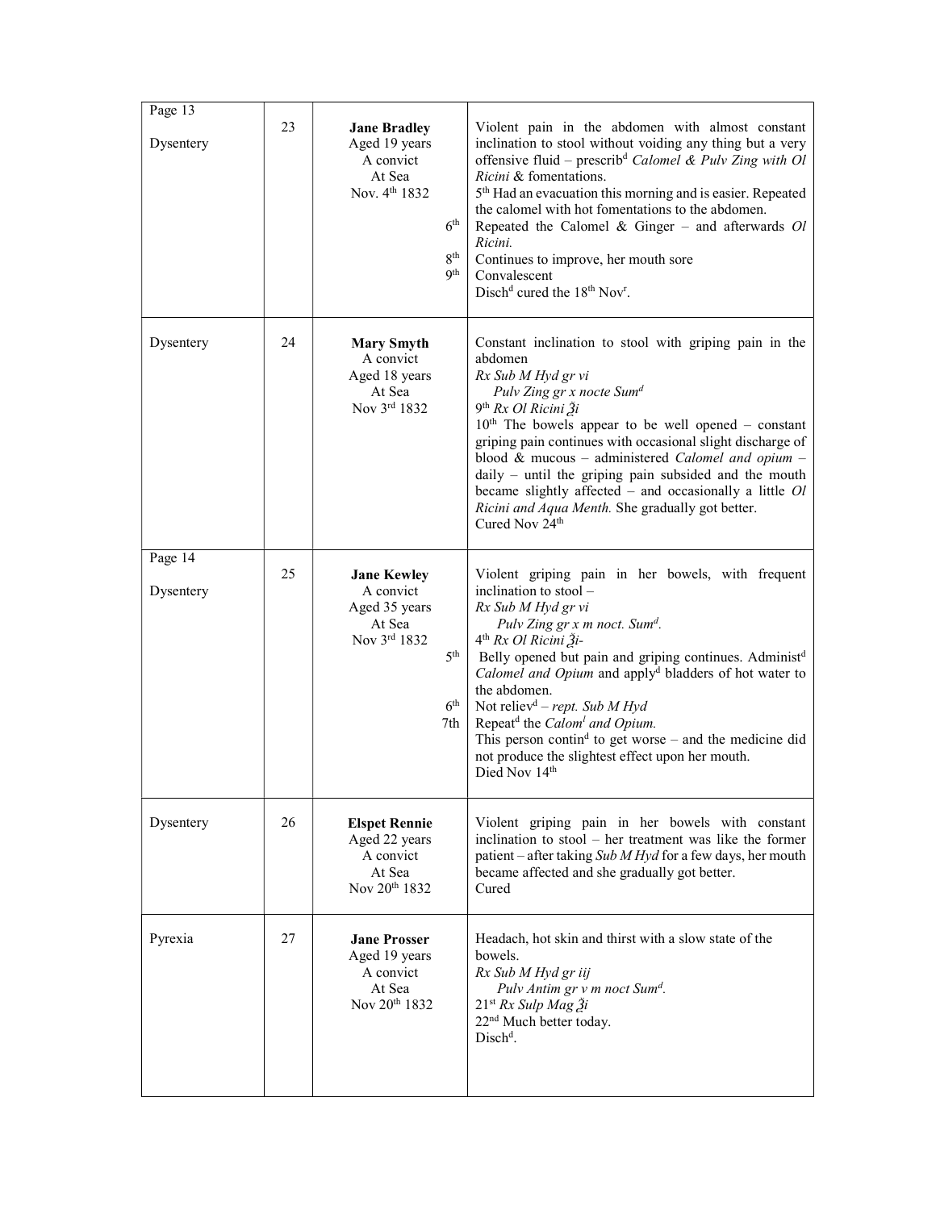| | | | |
|---|---|---|---|
| Page 13<br><br>Dysentery | 23 | **Jane Bradley**<br>Aged 19 years<br>A convict<br>At Sea<br>Nov. 4th 1832<br><br>6th<br><br>8th<br>9th | Violent pain in the abdomen with almost constant inclination to stool without voiding any thing but a very offensive fluid – prescrib[d] *Calomel & Pulv Zing with Ol Ricini* & fomentations.<br>5th Had an evacuation this morning and is easier. Repeated the calomel with hot fomentations to the abdomen.<br>Repeated the Calomel & Ginger – and afterwards *Ol Ricini.*<br>Continues to improve, her mouth sore<br>Convalescent<br>Disch[d] cured the 18th Nov[r]. |
| Dysentery | 24 | **Mary Smyth**<br>A convict<br>Aged 18 years<br>At Sea<br>Nov 3rd 1832 | Constant inclination to stool with griping pain in the abdomen<br>*Rx Sub M Hyd gr vi*<br>*Pulv Zing gr x nocte Sum[d]*<br>9th *Rx Ol Ricini ℥i*<br>10th The bowels appear to be well opened – constant griping pain continues with occasional slight discharge of blood & mucous – administered *Calomel and opium* – daily – until the griping pain subsided and the mouth became slightly affected – and occasionally a little *Ol Ricini and Aqua Menth.* She gradually got better.<br>Cured Nov 24th |
| Page 14<br><br>Dysentery | 25 | **Jane Kewley**<br>A convict<br>Aged 35 years<br>At Sea<br>Nov 3rd 1832<br><br>5th<br><br>6th<br>7th | Violent griping pain in her bowels, with frequent inclination to stool –<br>*Rx Sub M Hyd gr vi*<br>*Pulv Zing gr x m noct. Sum[d].*<br>4th *Rx Ol Ricini ℥i-*<br>Belly opened but pain and griping continues. Administ[d] *Calomel and Opium* and apply[d] bladders of hot water to the abdomen.<br>Not reliev[d] – *rept. Sub M Hyd*<br>Repeat[d] the *Calom[l] and Opium.*<br>This person contin[d] to get worse – and the medicine did not produce the slightest effect upon her mouth.<br>Died Nov 14th |
| Dysentery | 26 | **Elspet Rennie**<br>Aged 22 years<br>A convict<br>At Sea<br>Nov 20th 1832 | Violent griping pain in her bowels with constant inclination to stool – her treatment was like the former patient – after taking *Sub M Hyd* for a few days, her mouth became affected and she gradually got better.<br>Cured |
| Pyrexia | 27 | **Jane Prosser**<br>Aged 19 years<br>A convict<br>At Sea<br>Nov 20th 1832 | Headach, hot skin and thirst with a slow state of the bowels.<br>*Rx Sub M Hyd gr iij*<br>*Pulv Antim gr v m noct Sum[d].*<br>21st *Rx Sulp Mag ℥i*<br>22nd Much better today.<br>Disch[d]. |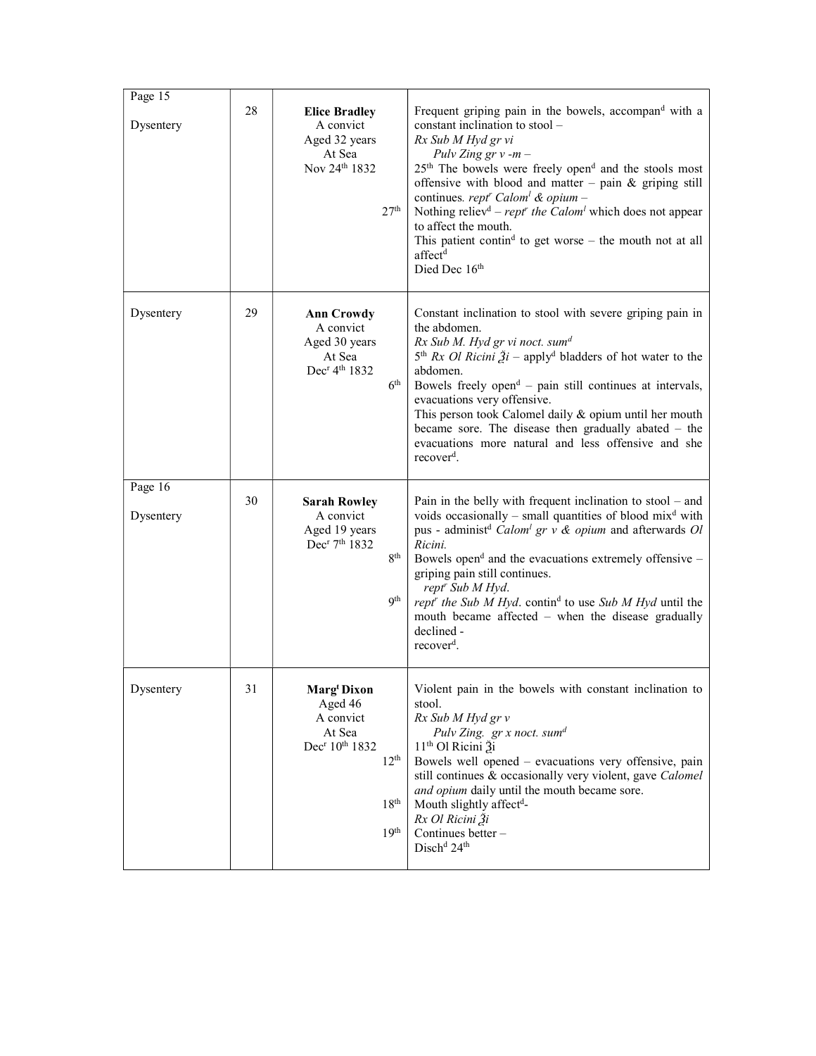| Page 15<br><br>Dysentery | 28 | **Elice Bradley**<br>A convict<br>Aged 32 years<br>At Sea<br>Nov 24th 1832<br><br><br><br>27th | Frequent griping pain in the bowels, accompan[d] with a constant inclination to stool –<br>*Rx Sub M Hyd gr vi*<br>*Pulv Zing gr v -m –*<br>25th The bowels were freely open[d] and the stools most offensive with blood and matter – pain & griping still continues. *rept[r] Calom[l] & opium –*<br>Nothing reliev[d] – *rept[r] the Calom[l]* which does not appear to affect the mouth.<br>This patient contin[d] to get worse – the mouth not at all affect[d]<br>Died Dec 16th |
|---|---|---|---|
| Dysentery | 29 | **Ann Crowdy**<br>A convict<br>Aged 30 years<br>At Sea<br>Dec[r] 4th 1832<br><br>6th | Constant inclination to stool with severe griping pain in the abdomen.<br>*Rx Sub M. Hyd gr vi noct. sum[d]*<br>5th *Rx Ol Ricini ℥i* – apply[d] bladders of hot water to the abdomen.<br>Bowels freely open[d] – pain still continues at intervals, evacuations very offensive.<br>This person took Calomel daily & opium until her mouth became sore. The disease then gradually abated – the evacuations more natural and less offensive and she recover[d]. |
| Page 16<br><br>Dysentery | 30 | **Sarah Rowley**<br>A convict<br>Aged 19 years<br>Dec[r] 7th 1832<br><br>8th<br><br><br>9th | Pain in the belly with frequent inclination to stool – and voids occasionally – small quantities of blood mix[d] with pus - administ[d] *Calom[l] gr v & opium* and afterwards *Ol Ricini.*<br>Bowels open[d] and the evacuations extremely offensive – griping pain still continues.<br>*rept[r] Sub M Hyd.*<br>*rept[r] the Sub M Hyd*. contin[d] to use *Sub M Hyd* until the mouth became affected – when the disease gradually declined -<br>recover[d]. |
| Dysentery | 31 | **Marg[t] Dixon**<br>Aged 46<br>A convict<br>At Sea<br>Dec[r] 10th 1832<br>12th<br><br><br>18th<br><br>19th | Violent pain in the bowels with constant inclination to stool.<br>*Rx Sub M Hyd gr v*<br>*Pulv Zing. gr x noct. sum[d]*<br>11th Ol Ricini ℥i<br>Bowels well opened – evacuations very offensive, pain still continues & occasionally very violent, gave *Calomel and opium* daily until the mouth became sore.<br>Mouth slightly affect[d]-<br>*Rx Ol Ricini ℥i*<br>Continues better –<br>Disch[d] 24th |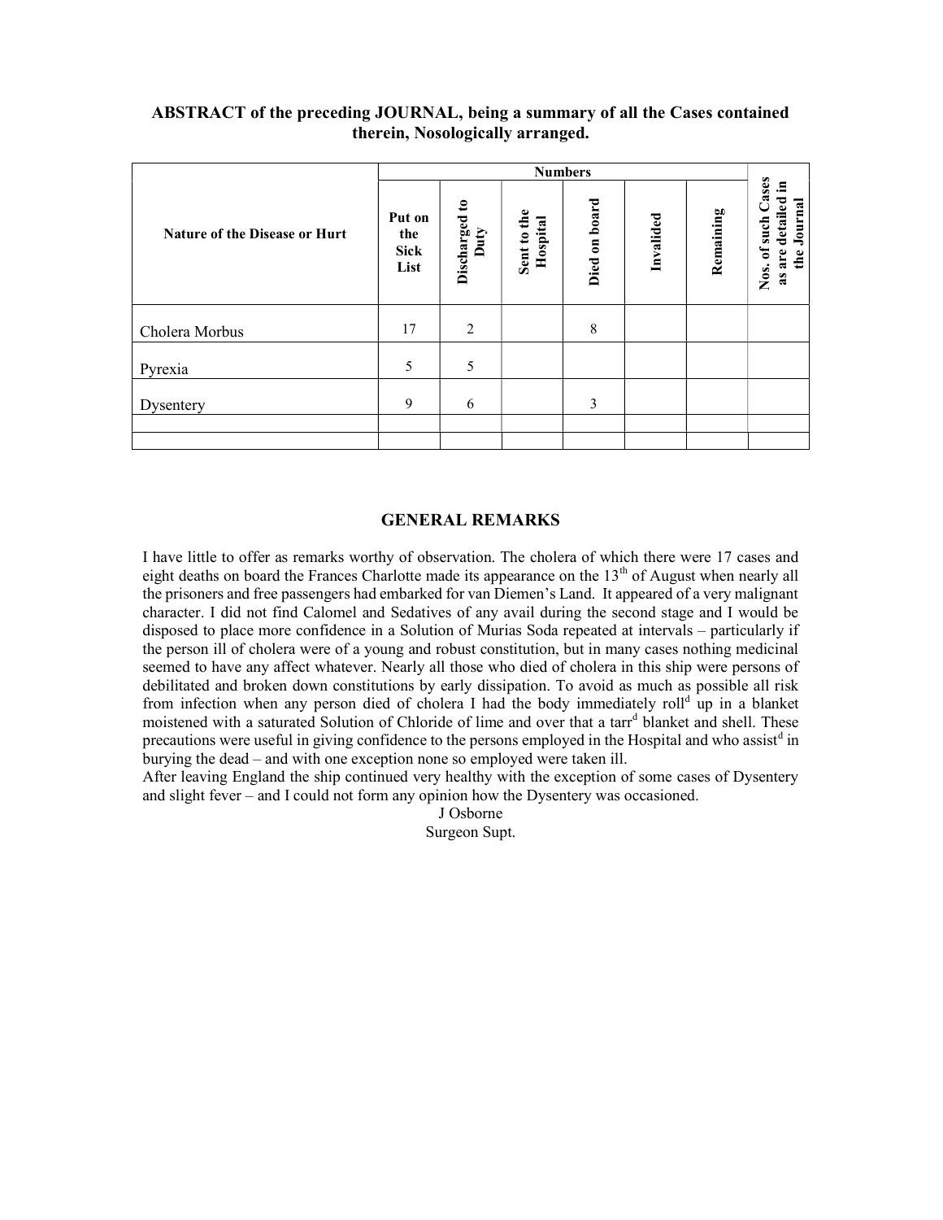**ABSTRACT of the preceding JOURNAL, being a summary of all the Cases contained therein, Nosologically arranged.**

| Nature of the Disease or Hurt | Numbers | | | | | | Nos. of such Cases as are detailed in the Journal |
|---|---|---|---|---|---|---|---|
| | Put on the Sick List | Discharged to Duty | Sent to the Hospital | Died on board | Invalided | Remaining | |
| Cholera Morbus | 17 | 2 | | 8 | | | |
| Pyrexia | 5 | 5 | | | | | |
| Dysentery | 9 | 6 | | 3 | | | |
| | | | | | | | |
| | | | | | | | |

## GENERAL REMARKS

I have little to offer as remarks worthy of observation. The cholera of which there were 17 cases and eight deaths on board the Frances Charlotte made its appearance on the 13[th] of August when nearly all the prisoners and free passengers had embarked for van Diemen's Land. It appeared of a very malignant character. I did not find Calomel and Sedatives of any avail during the second stage and I would be disposed to place more confidence in a Solution of Murias Soda repeated at intervals – particularly if the person ill of cholera were of a young and robust constitution, but in many cases nothing medicinal seemed to have any affect whatever. Nearly all those who died of cholera in this ship were persons of debilitated and broken down constitutions by early dissipation. To avoid as much as possible all risk from infection when any person died of cholera I had the body immediately roll[d] up in a blanket moistened with a saturated Solution of Chloride of lime and over that a tarr[d] blanket and shell. These precautions were useful in giving confidence to the persons employed in the Hospital and who assist[d] in burying the dead – and with one exception none so employed were taken ill.

After leaving England the ship continued very healthy with the exception of some cases of Dysentery and slight fever – and I could not form any opinion how the Dysentery was occasioned.

J Osborne
Surgeon Supt.